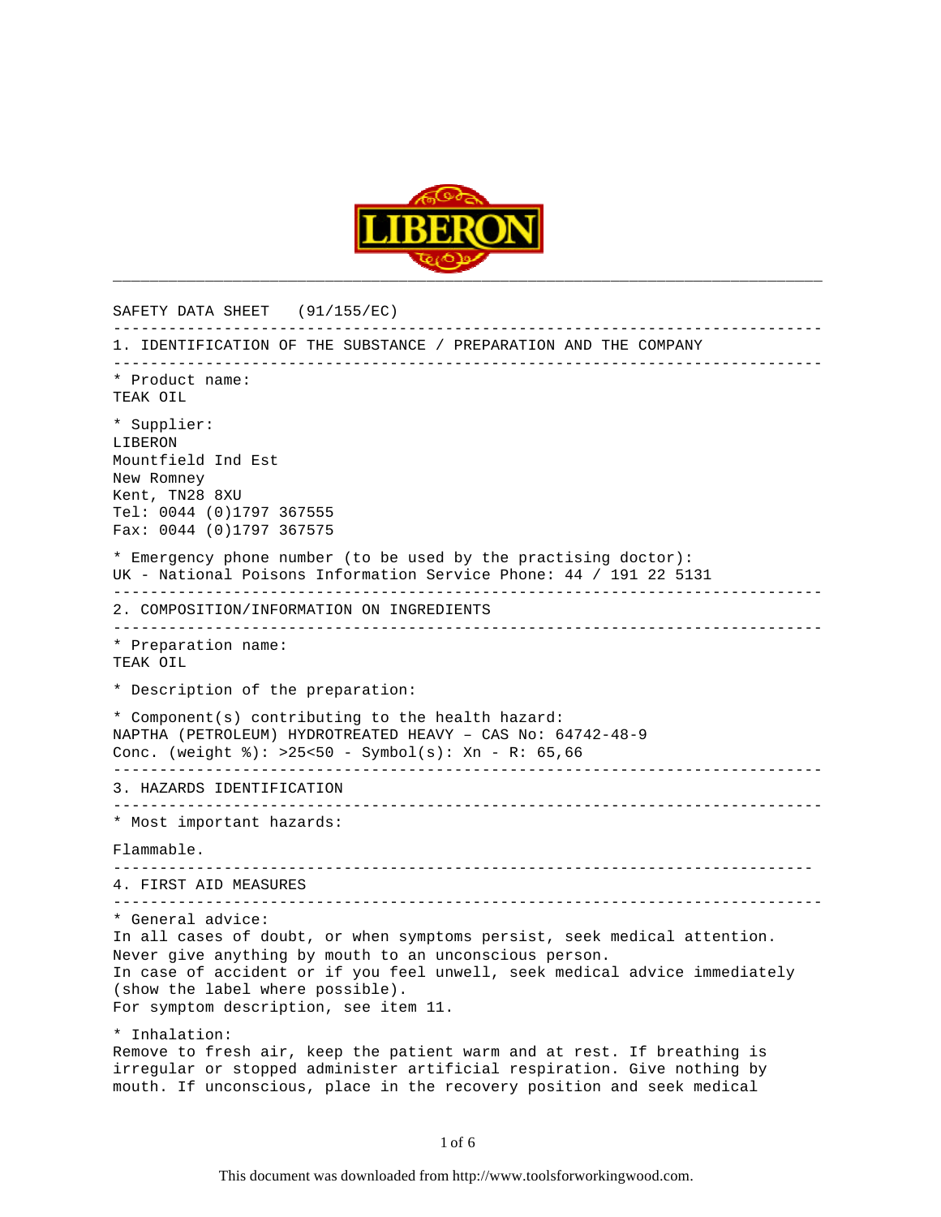LIBERON

SAFETY DATA SHEET (91/155/EC)

## 1. IDENTIFICATION OF THE SUBSTANCE / PREPARATION AND THE COMPANY

* Product name:
TEAK OIL

* Supplier:
LIBERON
Mountfield Ind Est
New Romney
Kent, TN28 8XU
Tel: 0044 (0)1797 367555
Fax: 0044 (0)1797 367575

* Emergency phone number (to be used by the practising doctor):
UK - National Poisons Information Service Phone: 44 / 191 22 5131

## 2. COMPOSITION/INFORMATION ON INGREDIENTS

* Preparation name:
TEAK OIL

* Description of the preparation:

* Component(s) contributing to the health hazard:
NAPTHA (PETROLEUM) HYDROTREATED HEAVY – CAS No: 64742-48-9
Conc. (weight %): >25<50 - Symbol(s): Xn - R: 65,66

## 3. HAZARDS IDENTIFICATION

* Most important hazards:

Flammable.

## 4. FIRST AID MEASURES

* General advice:
In all cases of doubt, or when symptoms persist, seek medical attention.
Never give anything by mouth to an unconscious person.
In case of accident or if you feel unwell, seek medical advice immediately (show the label where possible).
For symptom description, see item 11.

* Inhalation:
Remove to fresh air, keep the patient warm and at rest. If breathing is irregular or stopped administer artificial respiration. Give nothing by mouth. If unconscious, place in the recovery position and seek medical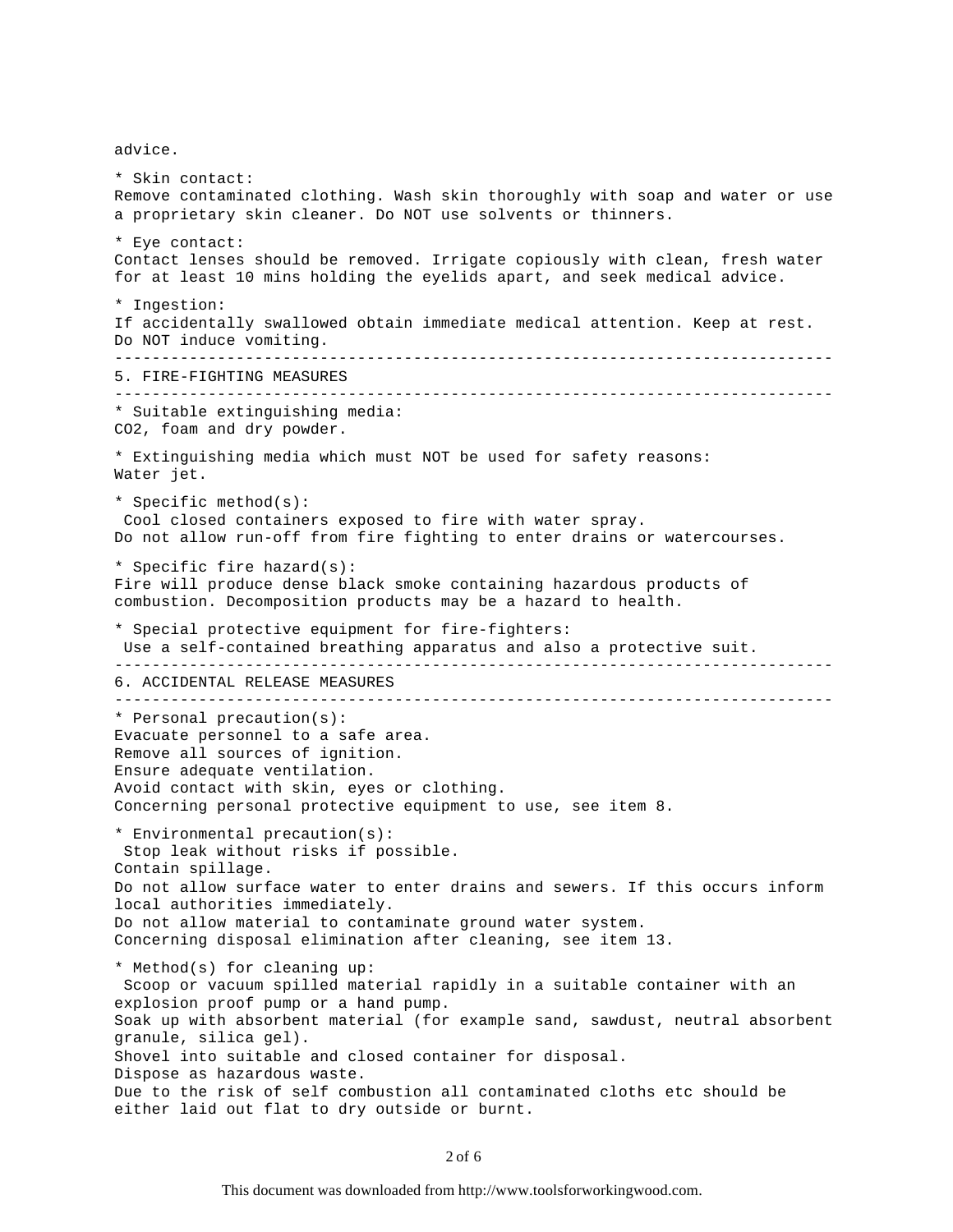advice.

* Skin contact:
Remove contaminated clothing. Wash skin thoroughly with soap and water or use a proprietary skin cleaner. Do NOT use solvents or thinners.

* Eye contact:
Contact lenses should be removed. Irrigate copiously with clean, fresh water for at least 10 mins holding the eyelids apart, and seek medical advice.

* Ingestion:
If accidentally swallowed obtain immediate medical attention. Keep at rest. Do NOT induce vomiting.

## 5. FIRE-FIGHTING MEASURES

* Suitable extinguishing media:
$CO_2$, foam and dry powder.

* Extinguishing media which must NOT be used for safety reasons:
Water jet.

* Specific method(s):
Cool closed containers exposed to fire with water spray.
Do not allow run-off from fire fighting to enter drains or watercourses.

* Specific fire hazard(s):
Fire will produce dense black smoke containing hazardous products of combustion. Decomposition products may be a hazard to health.

* Special protective equipment for fire-fighters:
Use a self-contained breathing apparatus and also a protective suit.

## 6. ACCIDENTAL RELEASE MEASURES

* Personal precaution(s):
Evacuate personnel to a safe area.
Remove all sources of ignition.
Ensure adequate ventilation.
Avoid contact with skin, eyes or clothing.
Concerning personal protective equipment to use, see item 8.

* Environmental precaution(s):
Stop leak without risks if possible.
Contain spillage.
Do not allow surface water to enter drains and sewers. If this occurs inform local authorities immediately.
Do not allow material to contaminate ground water system.
Concerning disposal elimination after cleaning, see item 13.

* Method(s) for cleaning up:
Scoop or vacuum spilled material rapidly in a suitable container with an explosion proof pump or a hand pump.
Soak up with absorbent material (for example sand, sawdust, neutral absorbent granule, silica gel).
Shovel into suitable and closed container for disposal.
Dispose as hazardous waste.
Due to the risk of self combustion all contaminated cloths etc should be either laid out flat to dry outside or burnt.

This document was downloaded from http://www.toolsforworkingwood.com.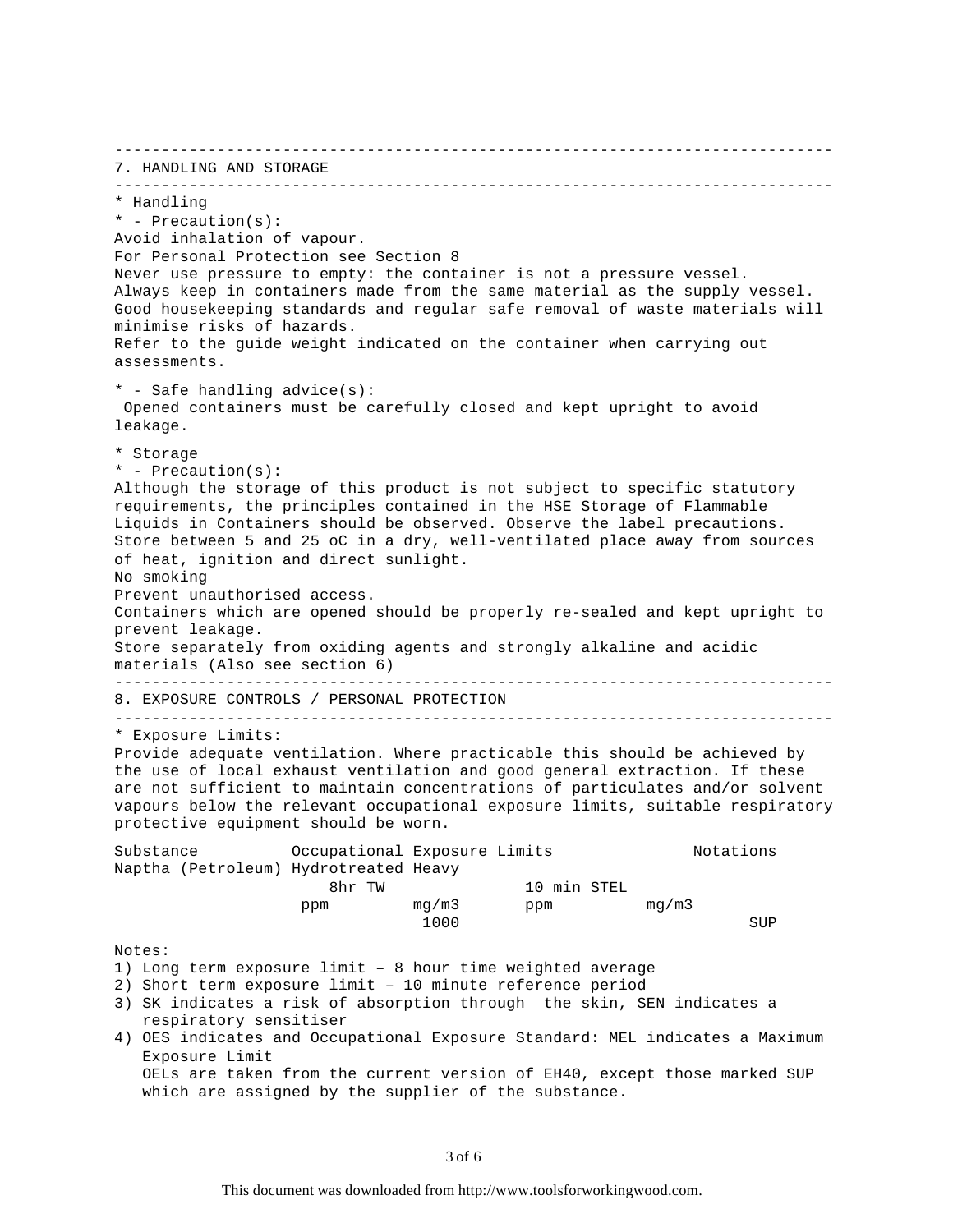## 7. HANDLING AND STORAGE

* Handling
* - Precaution(s):

Avoid inhalation of vapour.
For Personal Protection see Section 8
Never use pressure to empty: the container is not a pressure vessel.
Always keep in containers made from the same material as the supply vessel.
Good housekeeping standards and regular safe removal of waste materials will minimise risks of hazards.
Refer to the guide weight indicated on the container when carrying out assessments.

* - Safe handling advice(s):

Opened containers must be carefully closed and kept upright to avoid leakage.

* Storage
* - Precaution(s):

Although the storage of this product is not subject to specific statutory requirements, the principles contained in the HSE Storage of Flammable Liquids in Containers should be observed. Observe the label precautions.
Store between 5 and 25 oC in a dry, well-ventilated place away from sources of heat, ignition and direct sunlight.
No smoking
Prevent unauthorised access.
Containers which are opened should be properly re-sealed and kept upright to prevent leakage.
Store separately from oxiding agents and strongly alkaline and acidic materials (Also see section 6)

## 8. EXPOSURE CONTROLS / PERSONAL PROTECTION

* Exposure Limits:

Provide adequate ventilation. Where practicable this should be achieved by the use of local exhaust ventilation and good general extraction. If these are not sufficient to maintain concentrations of particulates and/or solvent vapours below the relevant occupational exposure limits, suitable respiratory protective equipment should be worn.

| Substance | Occupational Exposure Limits | | | | Notations |
|---|---|---|---|---|---|
| | 8hr TW | | 10 min STEL | | |
| | ppm | mg/m3 | ppm | mg/m3 | |
| Naptha (Petroleum) Hydrotreated Heavy | | 1000 | | | SUP |

Notes:

1) Long term exposure limit – 8 hour time weighted average
2) Short term exposure limit – 10 minute reference period
3) SK indicates a risk of absorption through the skin, SEN indicates a respiratory sensitiser
4) OES indicates and Occupational Exposure Standard: MEL indicates a Maximum Exposure Limit
   OELs are taken from the current version of EH40, except those marked SUP which are assigned by the supplier of the substance.

This document was downloaded from http://www.toolsforworkingwood.com.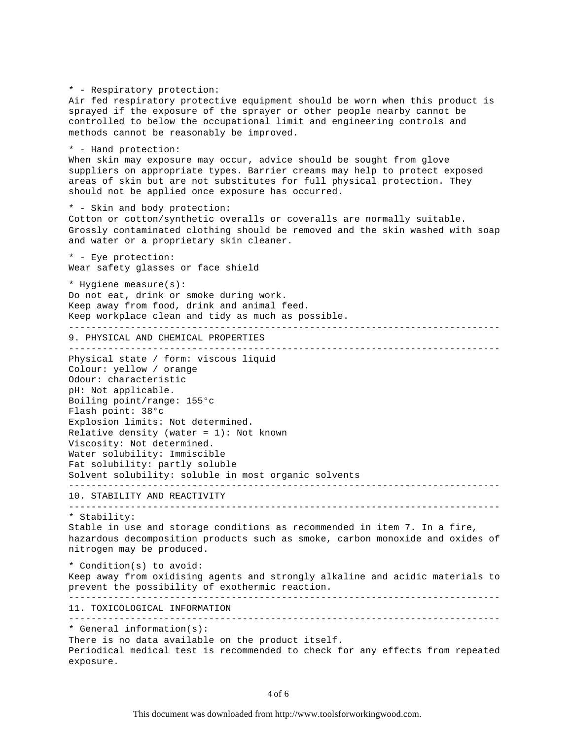* - Respiratory protection:
Air fed respiratory protective equipment should be worn when this product is sprayed if the exposure of the sprayer or other people nearby cannot be controlled to below the occupational limit and engineering controls and methods cannot be reasonably be improved.

* - Hand protection:
When skin may exposure may occur, advice should be sought from glove suppliers on appropriate types. Barrier creams may help to protect exposed areas of skin but are not substitutes for full physical protection. They should not be applied once exposure has occurred.

* - Skin and body protection:
Cotton or cotton/synthetic overalls or coveralls are normally suitable. Grossly contaminated clothing should be removed and the skin washed with soap and water or a proprietary skin cleaner.

* - Eye protection:
Wear safety glasses or face shield

* Hygiene measure(s):
Do not eat, drink or smoke during work.
Keep away from food, drink and animal feed.
Keep workplace clean and tidy as much as possible.

---

## 9. PHYSICAL AND CHEMICAL PROPERTIES

---

Physical state / form: viscous liquid
Colour: yellow / orange
Odour: characteristic
pH: Not applicable.
Boiling point/range: 155°c
Flash point: 38°c
Explosion limits: Not determined.
Relative density (water = 1): Not known
Viscosity: Not determined.
Water solubility: Immiscible
Fat solubility: partly soluble
Solvent solubility: soluble in most organic solvents

---

## 10. STABILITY AND REACTIVITY

---

* Stability:
Stable in use and storage conditions as recommended in item 7. In a fire, hazardous decomposition products such as smoke, carbon monoxide and oxides of nitrogen may be produced.

* Condition(s) to avoid:
Keep away from oxidising agents and strongly alkaline and acidic materials to prevent the possibility of exothermic reaction.

---

## 11. TOXICOLOGICAL INFORMATION

---

* General information(s):
There is no data available on the product itself.
Periodical medical test is recommended to check for any effects from repeated exposure.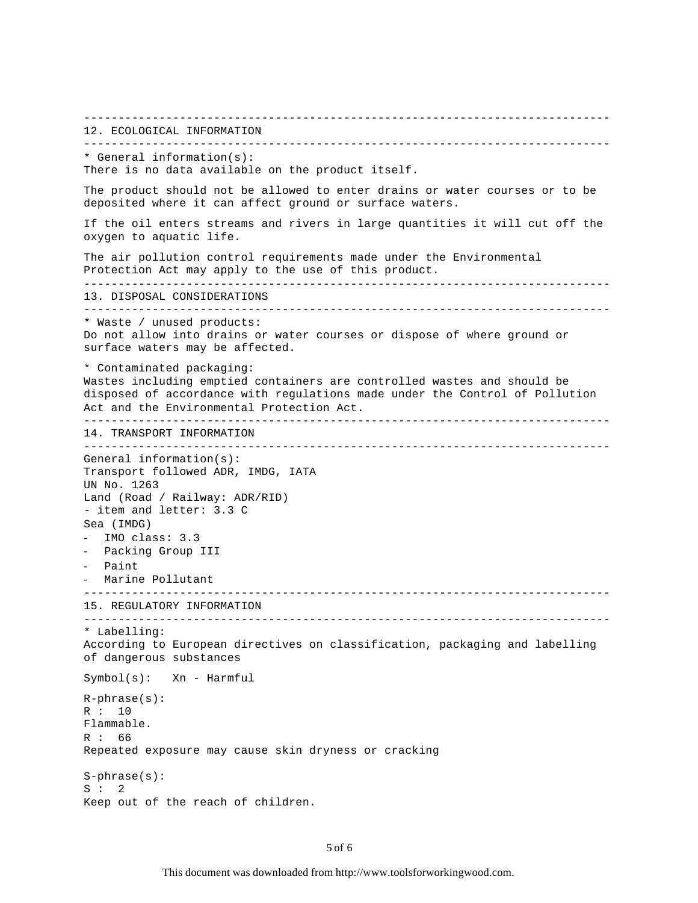## 12. ECOLOGICAL INFORMATION

* General information(s):
There is no data available on the product itself.

The product should not be allowed to enter drains or water courses or to be deposited where it can affect ground or surface waters.

If the oil enters streams and rivers in large quantities it will cut off the oxygen to aquatic life.

The air pollution control requirements made under the Environmental Protection Act may apply to the use of this product.

## 13. DISPOSAL CONSIDERATIONS

* Waste / unused products:
Do not allow into drains or water courses or dispose of where ground or surface waters may be affected.

* Contaminated packaging:
Wastes including emptied containers are controlled wastes and should be disposed of accordance with regulations made under the Control of Pollution Act and the Environmental Protection Act.

## 14. TRANSPORT INFORMATION

General information(s):
Transport followed ADR, IMDG, IATA
UN No. 1263
Land (Road / Railway: ADR/RID)
- item and letter: 3.3 C

Sea (IMDG)
- IMO class: 3.3
- Packing Group III
- Paint
- Marine Pollutant

## 15. REGULATORY INFORMATION

* Labelling:
According to European directives on classification, packaging and labelling of dangerous substances

Symbol(s): Xn - Harmful

R-phrase(s):
R : 10
Flammable.
R : 66
Repeated exposure may cause skin dryness or cracking

S-phrase(s):
S : 2
Keep out of the reach of children.

This document was downloaded from http://www.toolsforworkingwood.com.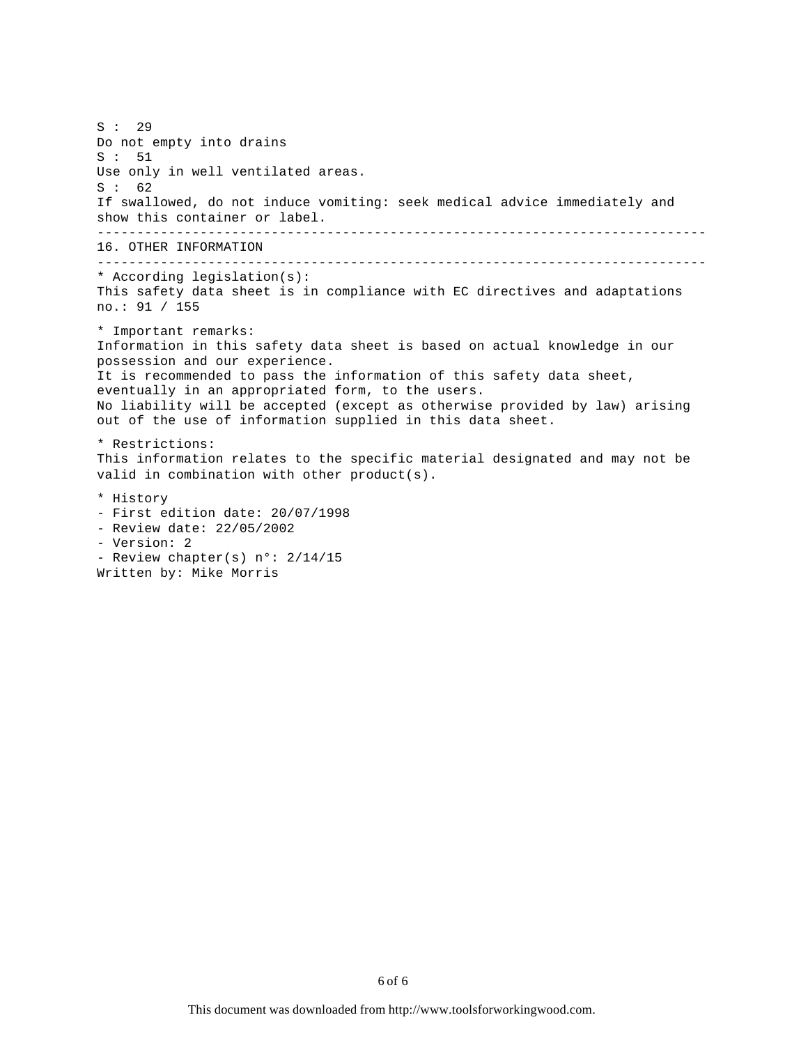S : 29

Do not empty into drains

S : 51

Use only in well ventilated areas.

S : 62

If swallowed, do not induce vomiting: seek medical advice immediately and show this container or label.

---

## 16. OTHER INFORMATION

---

* According legislation(s):
This safety data sheet is in compliance with EC directives and adaptations no.: 91 / 155

* Important remarks:
Information in this safety data sheet is based on actual knowledge in our possession and our experience.
It is recommended to pass the information of this safety data sheet, eventually in an appropriated form, to the users.
No liability will be accepted (except as otherwise provided by law) arising out of the use of information supplied in this data sheet.

* Restrictions:
This information relates to the specific material designated and may not be valid in combination with other product(s).

* History
- First edition date: 20/07/1998
- Review date: 22/05/2002
- Version: 2
- Review chapter(s) n°: 2/14/15

Written by: Mike Morris

This document was downloaded from http://www.toolsforworkingwood.com.